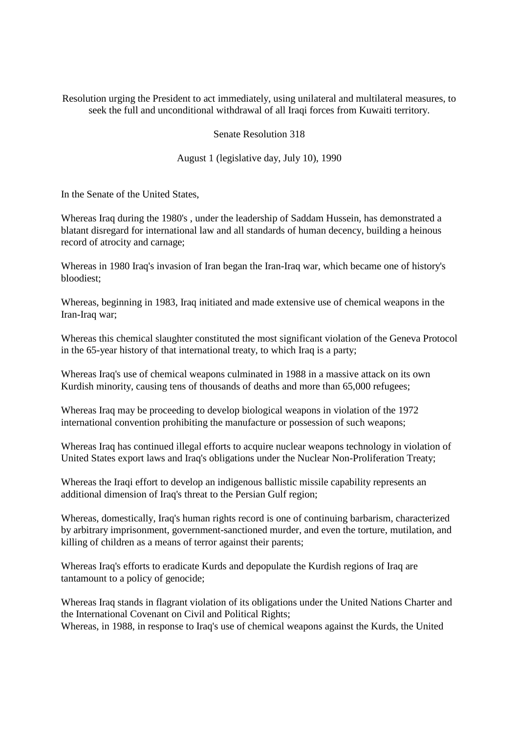Resolution urging the President to act immediately, using unilateral and multilateral measures, to seek the full and unconditional withdrawal of all Iraqi forces from Kuwaiti territory.

Senate Resolution 318

August 1 (legislative day, July 10), 1990

In the Senate of the United States,

Whereas Iraq during the 1980's , under the leadership of Saddam Hussein, has demonstrated a blatant disregard for international law and all standards of human decency, building a heinous record of atrocity and carnage;

Whereas in 1980 Iraq's invasion of Iran began the Iran-Iraq war, which became one of history's bloodiest;

Whereas, beginning in 1983, Iraq initiated and made extensive use of chemical weapons in the Iran-Iraq war;

Whereas this chemical slaughter constituted the most significant violation of the Geneva Protocol in the 65-year history of that international treaty, to which Iraq is a party;

Whereas Iraq's use of chemical weapons culminated in 1988 in a massive attack on its own Kurdish minority, causing tens of thousands of deaths and more than 65,000 refugees;

Whereas Iraq may be proceeding to develop biological weapons in violation of the 1972 international convention prohibiting the manufacture or possession of such weapons;

Whereas Iraq has continued illegal efforts to acquire nuclear weapons technology in violation of United States export laws and Iraq's obligations under the Nuclear Non-Proliferation Treaty;

Whereas the Iraqi effort to develop an indigenous ballistic missile capability represents an additional dimension of Iraq's threat to the Persian Gulf region;

Whereas, domestically, Iraq's human rights record is one of continuing barbarism, characterized by arbitrary imprisonment, government-sanctioned murder, and even the torture, mutilation, and killing of children as a means of terror against their parents;

Whereas Iraq's efforts to eradicate Kurds and depopulate the Kurdish regions of Iraq are tantamount to a policy of genocide;

Whereas Iraq stands in flagrant violation of its obligations under the United Nations Charter and the International Covenant on Civil and Political Rights;

Whereas, in 1988, in response to Iraq's use of chemical weapons against the Kurds, the United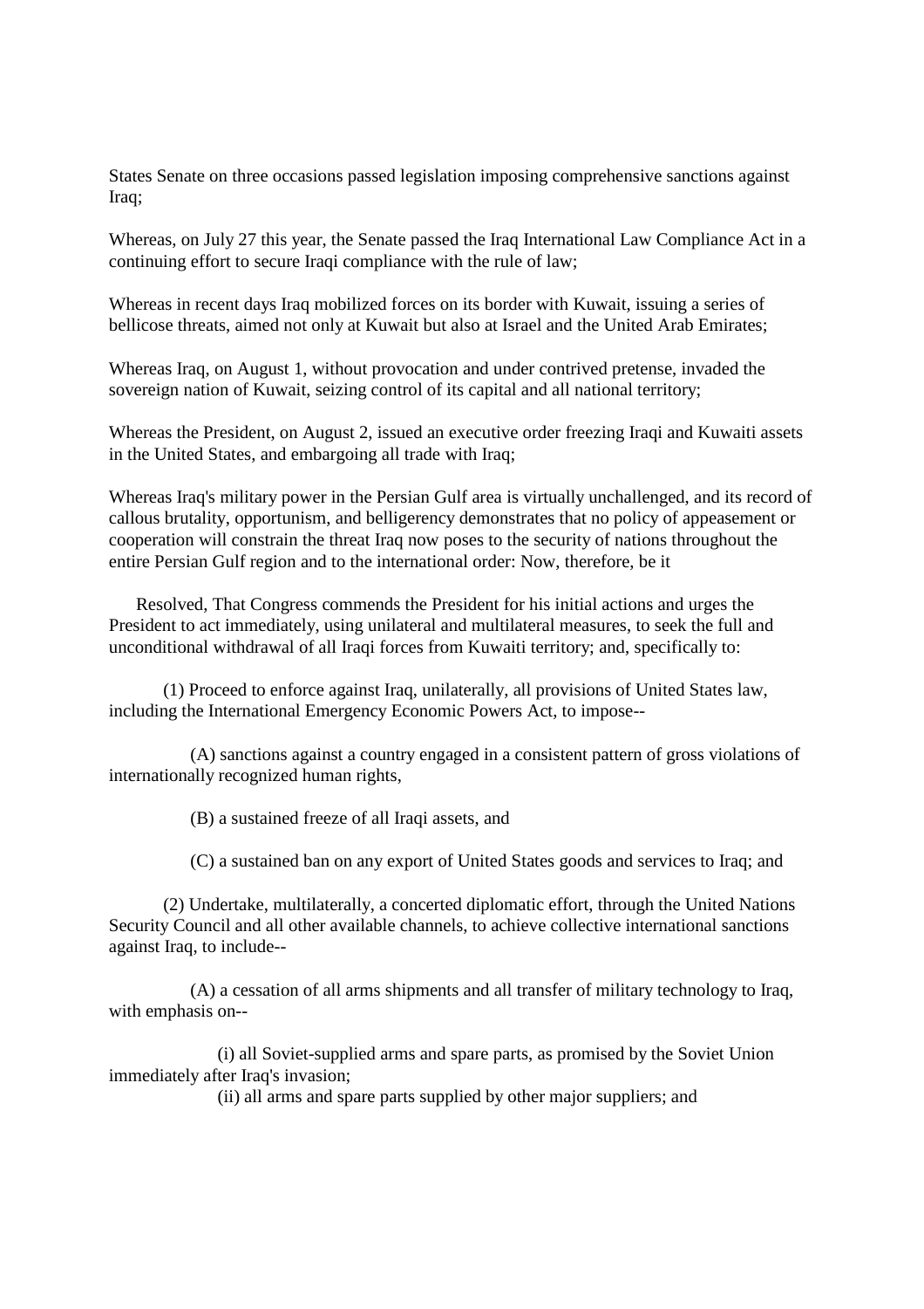States Senate on three occasions passed legislation imposing comprehensive sanctions against Iraq;

Whereas, on July 27 this year, the Senate passed the Iraq International Law Compliance Act in a continuing effort to secure Iraqi compliance with the rule of law;

Whereas in recent days Iraq mobilized forces on its border with Kuwait, issuing a series of bellicose threats, aimed not only at Kuwait but also at Israel and the United Arab Emirates;

Whereas Iraq, on August 1, without provocation and under contrived pretense, invaded the sovereign nation of Kuwait, seizing control of its capital and all national territory;

Whereas the President, on August 2, issued an executive order freezing Iraqi and Kuwaiti assets in the United States, and embargoing all trade with Iraq;

Whereas Iraq's military power in the Persian Gulf area is virtually unchallenged, and its record of callous brutality, opportunism, and belligerency demonstrates that no policy of appeasement or cooperation will constrain the threat Iraq now poses to the security of nations throughout the entire Persian Gulf region and to the international order: Now, therefore, be it

Resolved, That Congress commends the President for his initial actions and urges the President to act immediately, using unilateral and multilateral measures, to seek the full and unconditional withdrawal of all Iraqi forces from Kuwaiti territory; and, specifically to:

(1) Proceed to enforce against Iraq, unilaterally, all provisions of United States law, including the International Emergency Economic Powers Act, to impose--

(A) sanctions against a country engaged in a consistent pattern of gross violations of internationally recognized human rights,

(B) a sustained freeze of all Iraqi assets, and

(C) a sustained ban on any export of United States goods and services to Iraq; and

(2) Undertake, multilaterally, a concerted diplomatic effort, through the United Nations Security Council and all other available channels, to achieve collective international sanctions against Iraq, to include--

(A) a cessation of all arms shipments and all transfer of military technology to Iraq, with emphasis on--

(i) all Soviet-supplied arms and spare parts, as promised by the Soviet Union immediately after Iraq's invasion;

(ii) all arms and spare parts supplied by other major suppliers; and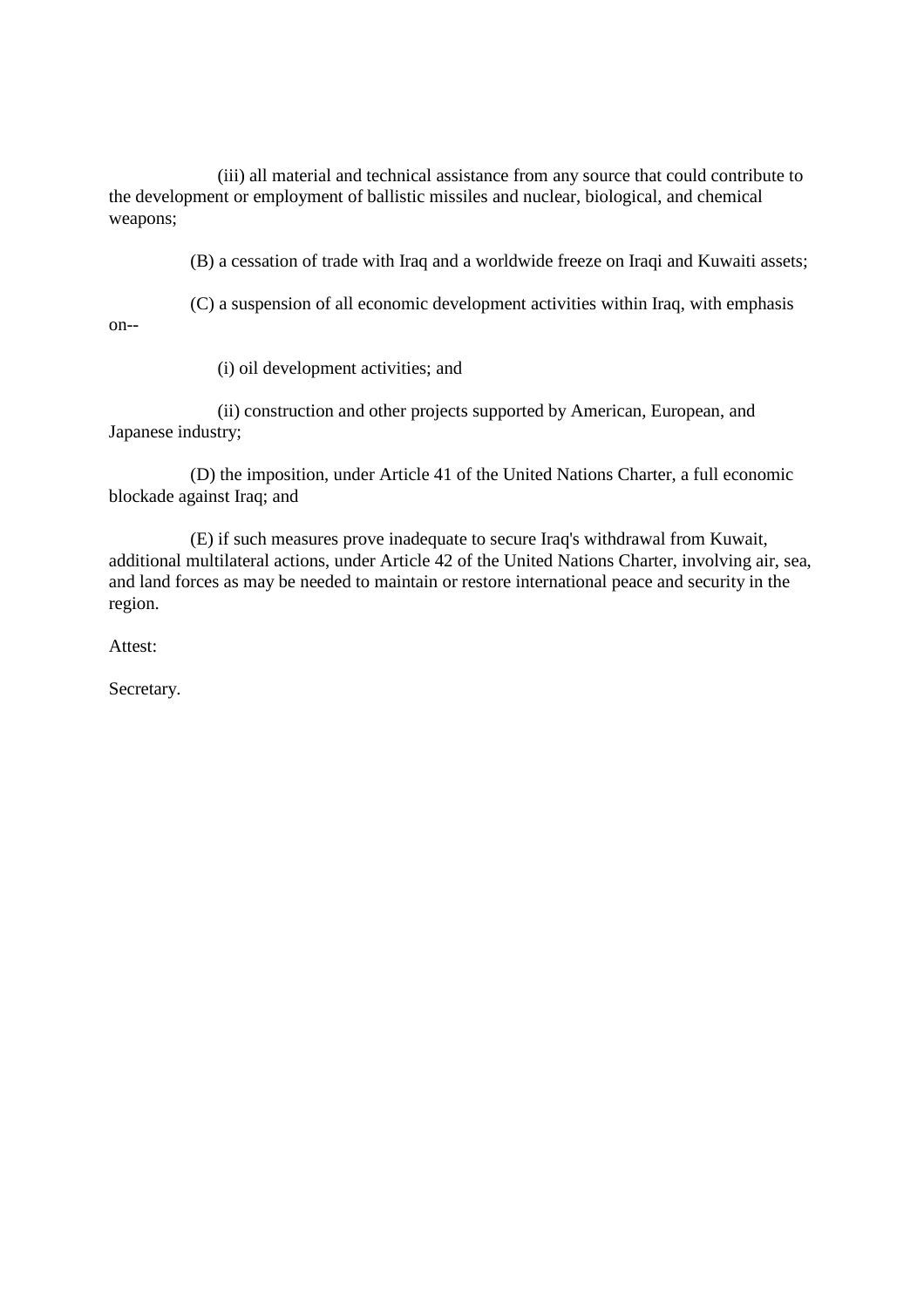(iii) all material and technical assistance from any source that could contribute to the development or employment of ballistic missiles and nuclear, biological, and chemical weapons;

(B) a cessation of trade with Iraq and a worldwide freeze on Iraqi and Kuwaiti assets;

(C) a suspension of all economic development activities within Iraq, with emphasis on--

(i) oil development activities; and

(ii) construction and other projects supported by American, European, and Japanese industry;

(D) the imposition, under Article 41 of the United Nations Charter, a full economic blockade against Iraq; and

(E) if such measures prove inadequate to secure Iraq's withdrawal from Kuwait, additional multilateral actions, under Article 42 of the United Nations Charter, involving air, sea, and land forces as may be needed to maintain or restore international peace and security in the region.

Attest:

Secretary.